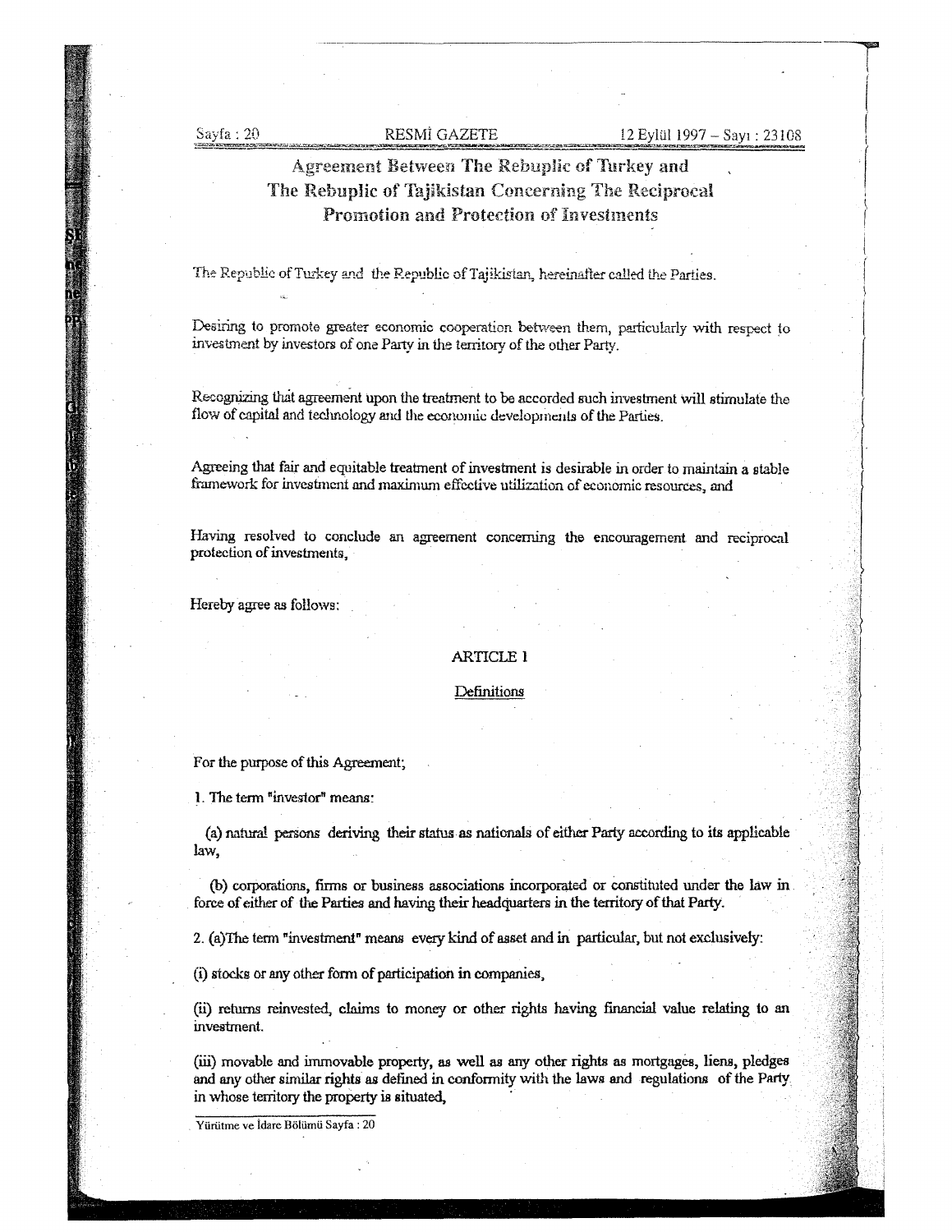# Agreement Between The Rebuplic of Turkey and The Rebuplic of Tajikistan Concerning The Reciprocal Promotion and Protection of Investments

The Republic of Turkey and the Republic of Tajikistan, hereinafter called the Parties.

Desiring to promote greater economic cooperation between them, particularly with respect to investment by investors of one Party in the territory of the other Party.

Recognizing that agreement upon the treatment to be accorded such investment will stimulate the flow of capital and technology and the economic developments of the Parties.

Agreeing that fair and equitable treatment of investment is desirable in order to maintain a stable framework for investment and maximum effective utilization of economic resources, and

Having resolved to conclude an agreement concerning the encouragement and reciprocal protection of investments,

Hereby agree as follows:

## ARTICLE 1

### Definitions

For the purpose of this Agreement;

1. The term "investor" means:

(a) natural persons deriving their status as nationals of either Party according to its applicable law,

(b) corporations, firms or business associations incorporated or constituted under the law in force of either of the Parties and having their headquarters in the territory of that Party.

2. (a)The term "investment" means every kind of asset and in particular, but not exclusively:

(i) stocks or any other form of participation in companies,

(ii) returns reinvested, claims to money or other rights having financial value relating to an investment.

(iii) movable and immovable property, as well as any other rights as mortgages, liens, pledges and any other similar rights as defined in conformity with the laws and regulations of the Party in whose territory the property is situated,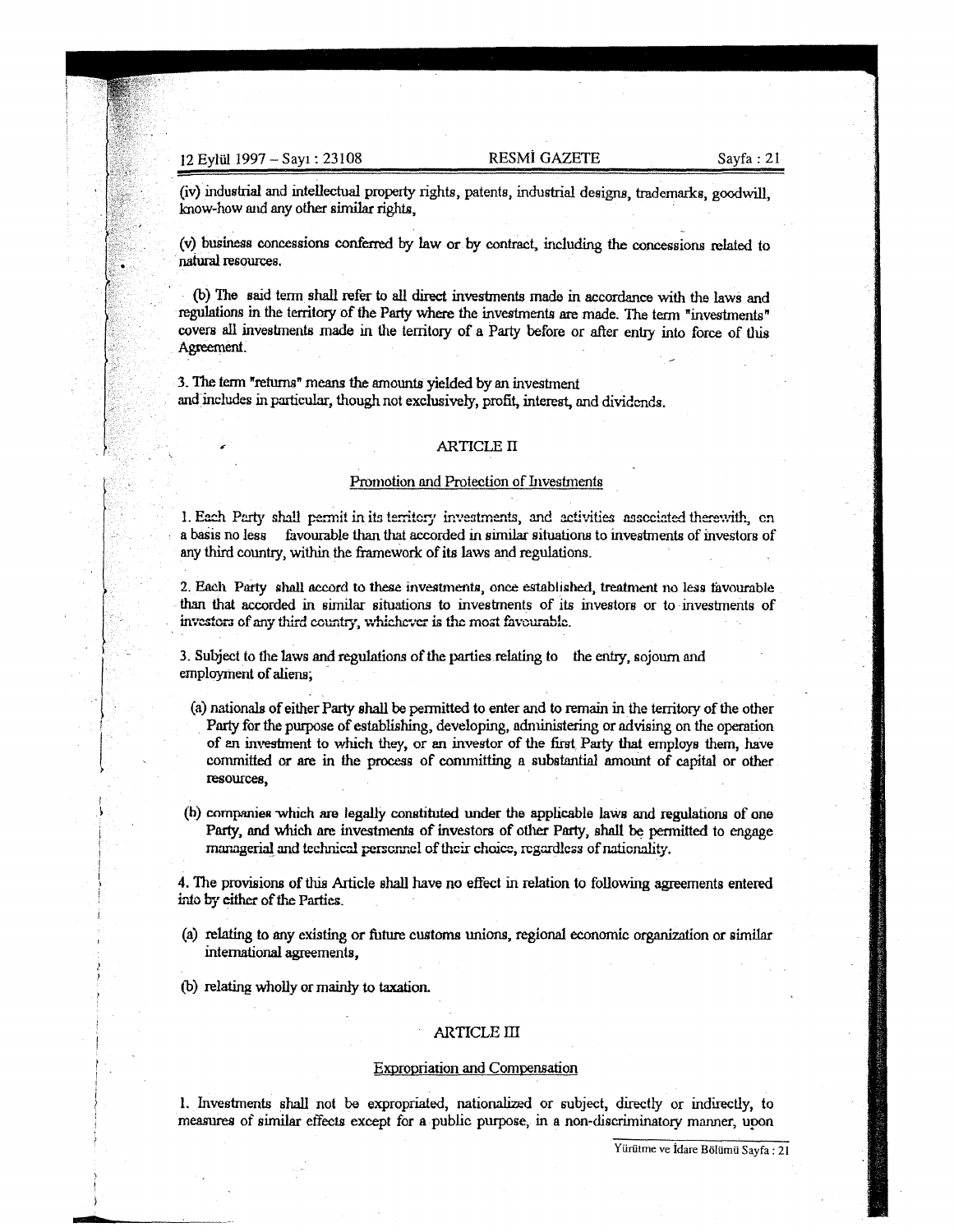(iv) industrial and intellectual property rights, patents, industrial designs, trademarks, goodwill, know-how and any other similar rights,

(v) business concessions conferred by law or by contract, including the concessions related to natural resources.

(b) The said term shall refer to all direct investments made in accordance with the laws and regulations in the territory of the Party where the investments are made. The term "investments" covers all investments made in the territory of a Party before or after entry into force of this Agreement.

3. The term "returns" means the amounts yielded by an investment and includes in particular, though not exclusively, profit, interest, and dividends.

## ARTICLE II

### Promotion and Protection of Investments

1. Each Party shall permit in its territory investments, and activities associated therewith, on a basis no less favourable than that accorded in similar situations to investments of investors of any third country, within the framework of its laws and regulations.

2. Each Party shall accord to these investments, once established, treatment no less favourable than that accorded in similar situations to investments of its investors or to investments of investors of any third country, whichever is the most favourable.

3. Subject to the laws and regulations of the parties relating to the entry, sojourn and employment of aliens;

(a) nationals of either Party shall be permitted to enter and to remain in the territory of the other Party for the purpose of establishing, developing, administering or advising on the operation of an investment to which they, or an investor of the first Party that employs them, have committed or are in the process of committing a substantial amount of capital or other resources,

(b) companies which are legally constituted under the applicable laws and regulations of one Party, and which are investments of investors of other Party, shall be permitted to engage managerial and technical personnel of their choice, regardless of nationality.

4. The provisions of this Article shall have no effect in relation to following agreements entered into by either of the Parties.

(a) relating to any existing or future customs unions, regional economic organization or similar international agreements,

(b) relating wholly or mainly to taxation.

## ARTICLE III

### Expropriation and Compensation

1. Investments shall not be expropriated, nationalized or subject, directly or indirectly, to measures of similar effects except for a public purpose, in a non-discriminatory manner, upon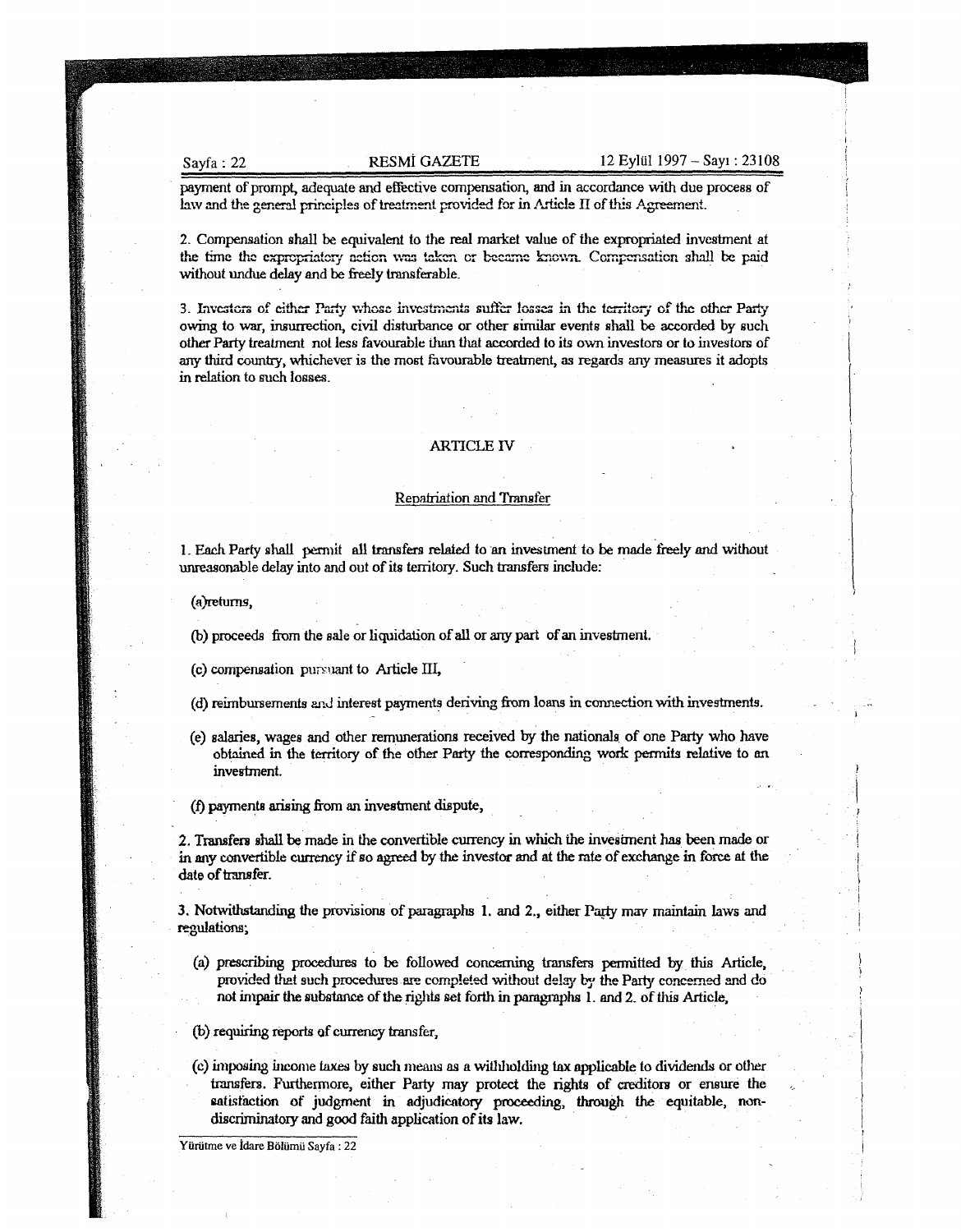payment of prompt, adequate and effective compensation, and in accordance with due process of law and the general principles of treatment provided for in Article II of this Agreement.

2. Compensation shall be equivalent to the real market value of the expropriated investment at the time the expropriatory action was taken or became known. Compensation shall be paid without undue delay and be freely transferable.

3. Investors of either Party whose investments suffer losses in the territory of the other Party owing to war, insurrection, civil disturbance or other similar events shall be accorded by such other Party treatment not less favourable than that accorded to its own investors or to investors of any third country, whichever is the most favourable treatment, as regards any measures it adopts in relation to such losses.

## ARTICLE IV

### Repatriation and Transfer

1. Each Party shall permit all transfers related to an investment to be made freely and without unreasonable delay into and out of its territory. Such transfers include:

(a)returns,

(b) proceeds from the sale or liquidation of all or any part of an investment.

(c) compensation pursuant to Article III,

(d) reimbursements and interest payments deriving from loans in connection with investments.

(e) salaries, wages and other remunerations received by the nationals of one Party who have obtained in the territory of the other Party the corresponding work permits relative to an investment.

(f) payments arising from an investment dispute,

2. Transfers shall be made in the convertible currency in which the investment has been made or in any convertible currency if so agreed by the investor and at the rate of exchange in force at the date of transfer.

3. Notwithstanding the provisions of paragraphs 1. and 2., either Party may maintain laws and regulations;

(a) prescribing procedures to be followed concerning transfers permitted by this Article, provided that such procedures are completed without delay by the Party concerned and do not impair the substance of the rights set forth in paragraphs 1. and 2. of this Article,

(b) requiring reports of currency transfer,

(c) imposing income taxes by such means as a withholding tax applicable to dividends or other transfers. Furthermore, either Party may protect the rights of creditors or ensure the satisfaction of judgment in adjudicatory proceeding, through the equitable, non-discriminatory and good faith application of its law.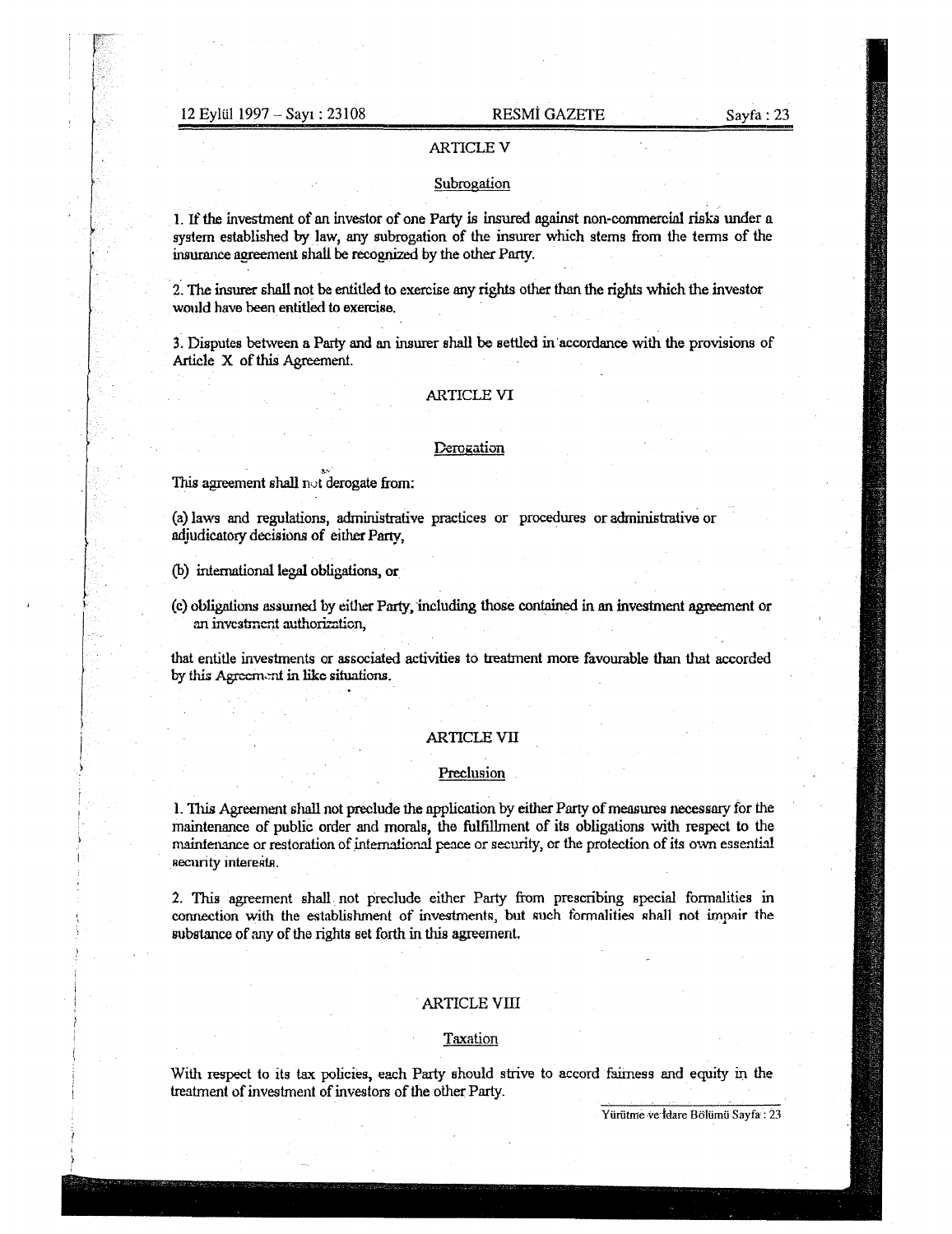## ARTICLE V

### Subrogation

1. If the investment of an investor of one Party is insured against non-commercial risks under a system established by law, any subrogation of the insurer which stems from the terms of the insurance agreement shall be recognized by the other Party.

2. The insurer shall not be entitled to exercise any rights other than the rights which the investor would have been entitled to exercise.

3. Disputes between a Party and an insurer shall be settled in accordance with the provisions of Article X of this Agreement.

## ARTICLE VI

### Derogation

This agreement shall not derogate from:

(a) laws and regulations, administrative practices or procedures or administrative or adjudicatory decisions of either Party,

(b) international legal obligations, or

(c) obligations assumed by either Party, including those contained in an investment agreement or an investment authorization,

that entitle investments or associated activities to treatment more favourable than that accorded by this Agreement in like situations.

## ARTICLE VII

### Preclusion

1. This Agreement shall not preclude the application by either Party of measures necessary for the maintenance of public order and morals, the fulfillment of its obligations with respect to the maintenance or restoration of international peace or security, or the protection of its own essential security interests.

2. This agreement shall not preclude either Party from prescribing special formalities in connection with the establishment of investments, but such formalities shall not impair the substance of any of the rights set forth in this agreement.

## ARTICLE VIII

### Taxation

With respect to its tax policies, each Party should strive to accord fairness and equity in the treatment of investment of investors of the other Party.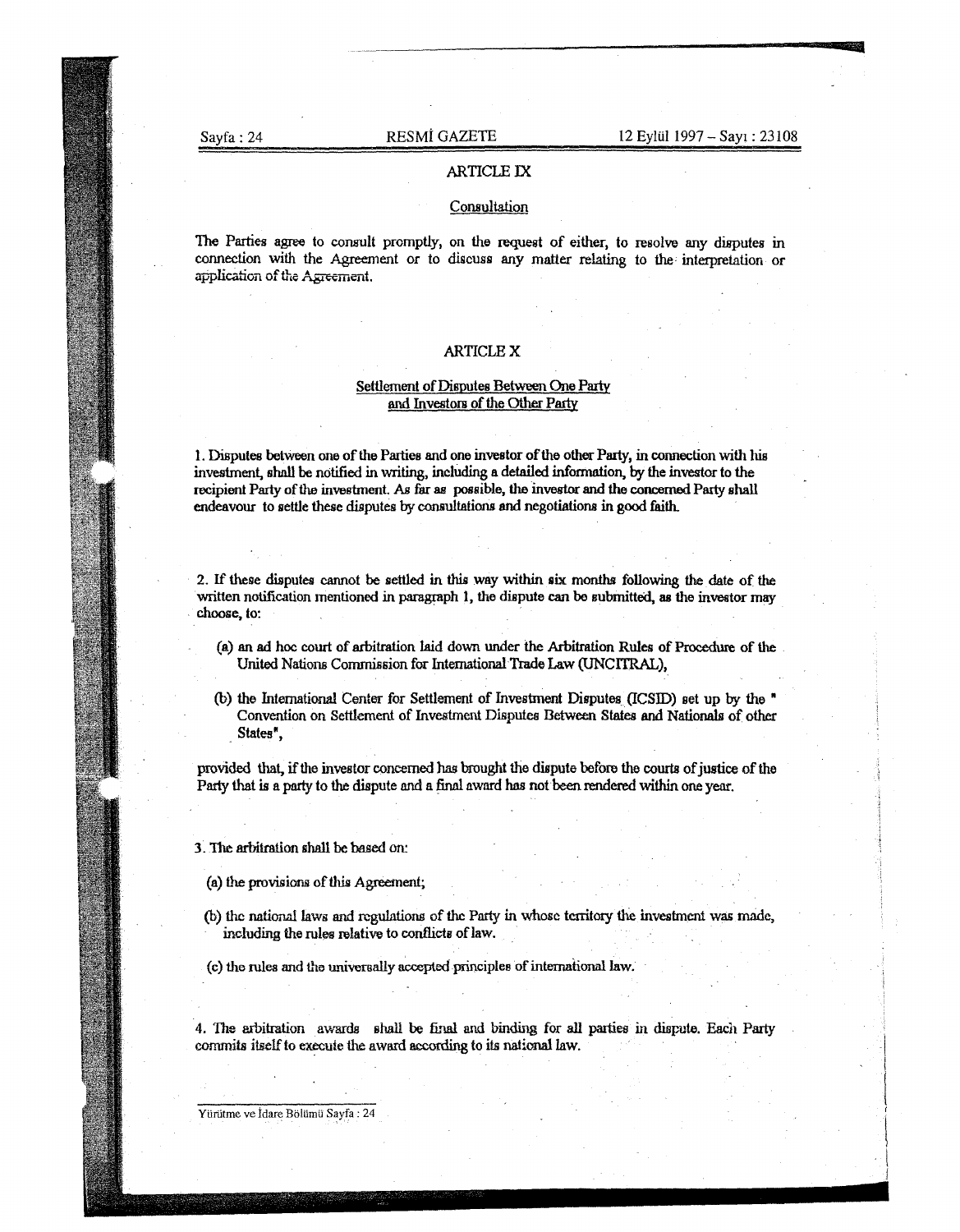## ARTICLE IX

### Consultation

The Parties agree to consult promptly, on the request of either, to resolve any disputes in connection with the Agreement or to discuss any matter relating to the interpretation or application of the Agreement.

## ARTICLE X

### Settlement of Disputes Between One Party and Investors of the Other Party

1. Disputes between one of the Parties and one investor of the other Party, in connection with his investment, shall be notified in writing, including a detailed information, by the investor to the recipient Party of the investment. As far as possible, the investor and the concerned Party shall endeavour to settle these disputes by consultations and negotiations in good faith.

2. If these disputes cannot be settled in this way within six months following the date of the written notification mentioned in paragraph 1, the dispute can be submitted, as the investor may choose, to:

   (a) an ad hoc court of arbitration laid down under the Arbitration Rules of Procedure of the United Nations Commission for International Trade Law (UNCITRAL),

   (b) the International Center for Settlement of Investment Disputes (ICSID) set up by the " Convention on Settlement of Investment Disputes Between States and Nationals of other States",

provided that, if the investor concerned has brought the dispute before the courts of justice of the Party that is a party to the dispute and a final award has not been rendered within one year.

3. The arbitration shall be based on:

   (a) the provisions of this Agreement;

   (b) the national laws and regulations of the Party in whose territory the investment was made, including the rules relative to conflicts of law.

   (c) the rules and the universally accepted principles of international law.

4. The arbitration awards shall be final and binding for all parties in dispute. Each Party commits itself to execute the award according to its national law.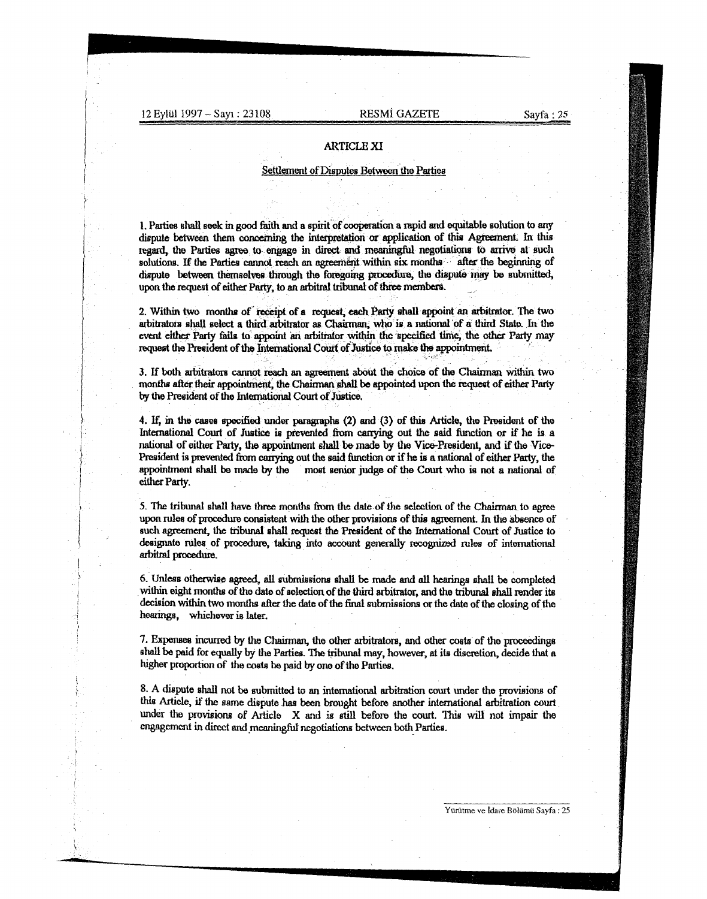## ARTICLE XI

### Settlement of Disputes Between the Parties

1. Parties shall seek in good faith and a spirit of cooperation a rapid and equitable solution to any dispute between them concerning the interpretation or application of this Agreement. In this regard, the Parties agree to engage in direct and meaningful negotiations to arrive at such solutions. If the Parties cannot reach an agreement within six months after the beginning of dispute between themselves through the foregoing procedure, the dispute may be submitted, upon the request of either Party, to an arbitral tribunal of three members.

2. Within two months of receipt of a request, each Party shall appoint an arbitrator. The two arbitrators shall select a third arbitrator as Chairman, who is a national of a third State. In the event either Party fails to appoint an arbitrator within the specified time, the other Party may request the President of the International Court of Justice to make the appointment.

3. If both arbitrators cannot reach an agreement about the choice of the Chairman within two months after their appointment, the Chairman shall be appointed upon the request of either Party by the President of the International Court of Justice.

4. If, in the cases specified under paragraphs (2) and (3) of this Article, the President of the International Court of Justice is prevented from carrying out the said function or if he is a national of either Party, the appointment shall be made by the Vice-President, and if the Vice-President is prevented from carrying out the said function or if he is a national of either Party, the appointment shall be made by the most senior judge of the Court who is not a national of either Party.

5. The tribunal shall have three months from the date of the selection of the Chairman to agree upon rules of procedure consistent with the other provisions of this agreement. In the absence of such agreement, the tribunal shall request the President of the International Court of Justice to designate rules of procedure, taking into account generally recognized rules of international arbitral procedure.

6. Unless otherwise agreed, all submissions shall be made and all hearings shall be completed within eight months of the date of selection of the third arbitrator, and the tribunal shall render its decision within two months after the date of the final submissions or the date of the closing of the hearings, whichever is later.

7. Expenses incurred by the Chairman, the other arbitrators, and other costs of the proceedings shall be paid for equally by the Parties. The tribunal may, however, at its discretion, decide that a higher proportion of the costs be paid by one of the Parties.

8. A dispute shall not be submitted to an international arbitration court under the provisions of this Article, if the same dispute has been brought before another international arbitration court under the provisions of Article X and is still before the court. This will not impair the engagement in direct and meaningful negotiations between both Parties.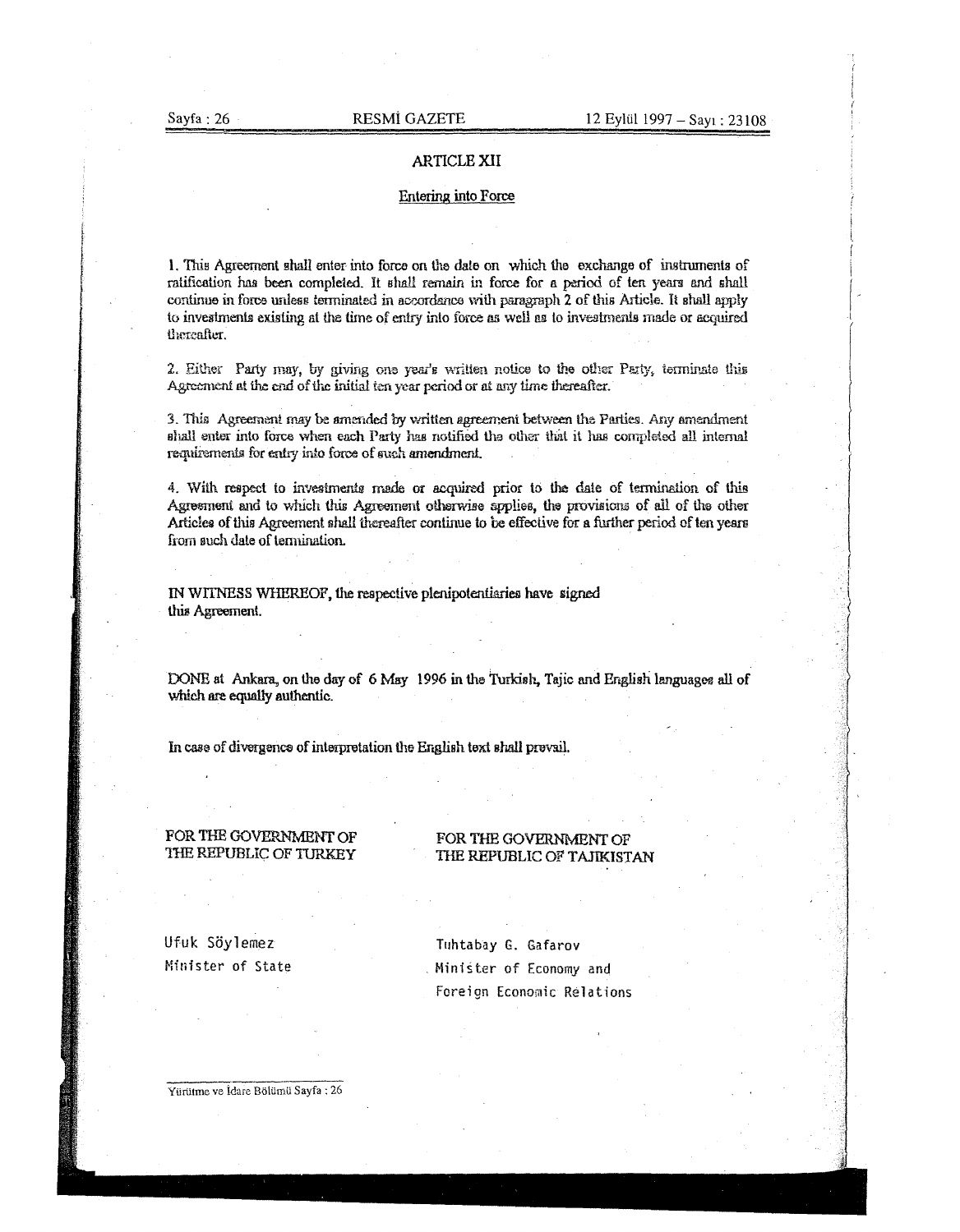## ARTICLE XII

### Entering into Force

1. This Agreement shall enter into force on the date on which the exchange of instruments of ratification has been completed. It shall remain in force for a period of ten years and shall continue in force unless terminated in accordance with paragraph 2 of this Article. It shall apply to investments existing at the time of entry into force as well as to investments made or acquired thereafter.

2. Either Party may, by giving one year's written notice to the other Party, terminate this Agreement at the end of the initial ten year period or at any time thereafter.

3. This Agreement may be amended by written agreement between the Parties. Any amendment shall enter into force when each Party has notified the other that it has completed all internal requirements for entry into force of such amendment.

4. With respect to investments made or acquired prior to the date of termination of this Agreement and to which this Agreement otherwise applies, the provisions of all of the other Articles of this Agreement shall thereafter continue to be effective for a further period of ten years from such date of termination.

IN WITNESS WHEREOF, the respective plenipotentiaries have signed this Agreement.

DONE at Ankara, on the day of 6 May 1996 in the Turkish, Tajic and English languages all of which are equally authentic.

In case of divergence of interpretation the English text shall prevail.

FOR THE GOVERNMENT OF THE REPUBLIC OF TURKEY

Ufuk Söylemez
Minister of State

FOR THE GOVERNMENT OF THE REPUBLIC OF TAJIKISTAN

Tuhtabay G. Gafarov
Minister of Economy and Foreign Economic Relations